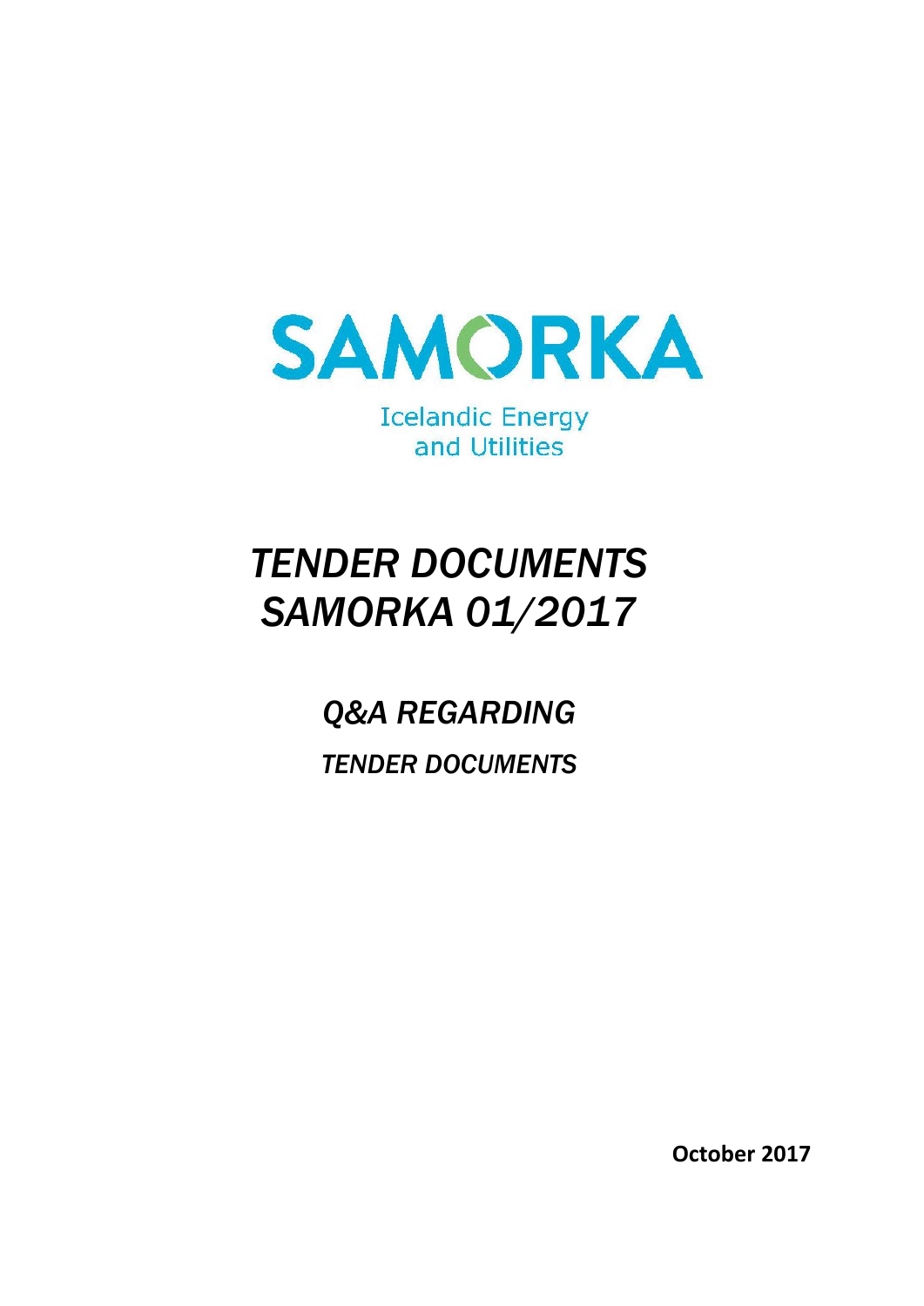SAMORKA

Icelandic Energy and Utilities

# *TENDER DOCUMENTS SAMORKA 01/2017*

## *Q&A REGARDING*

### *TENDER DOCUMENTS*

**October 2017**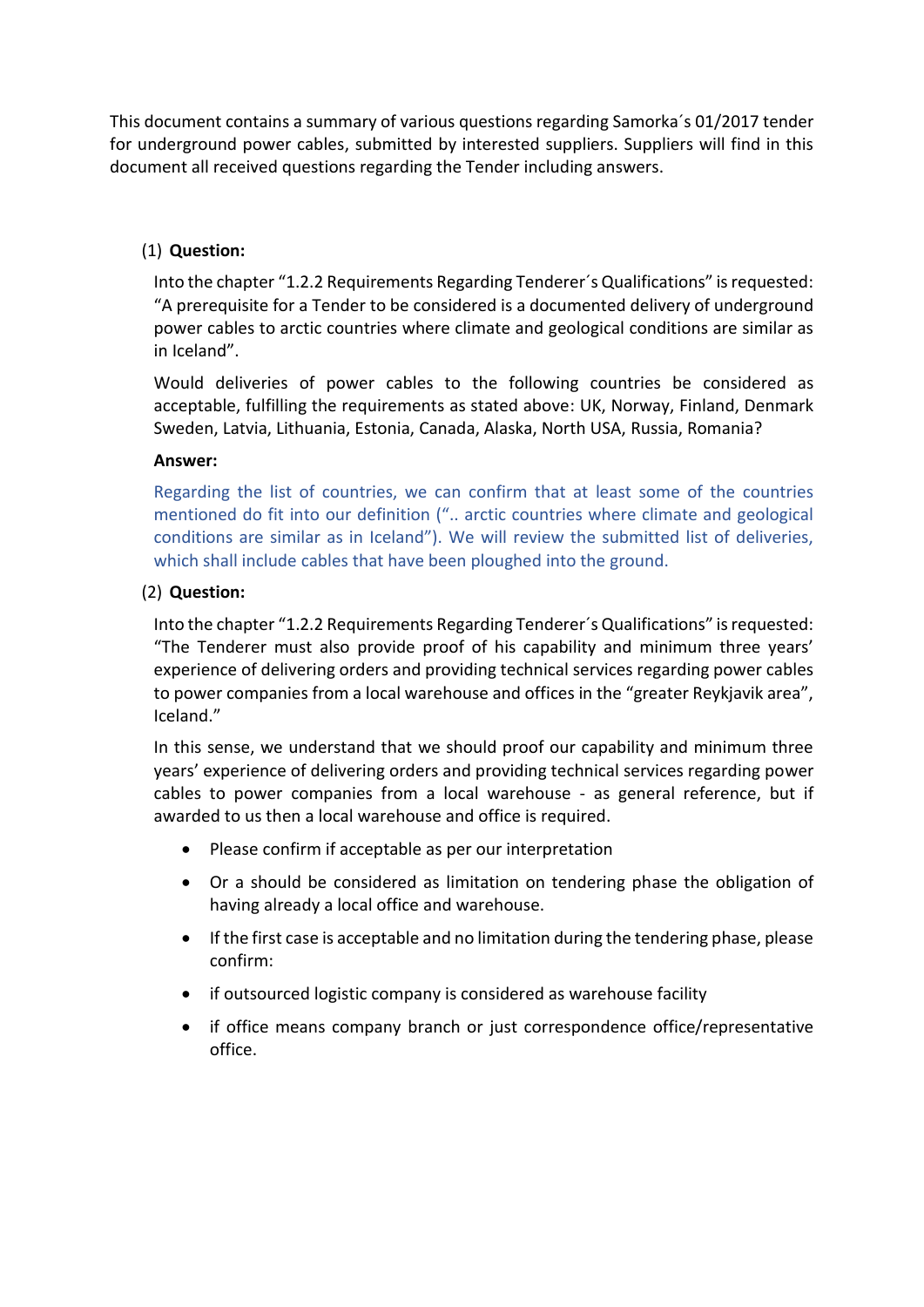This document contains a summary of various questions regarding Samorka´s 01/2017 tender for underground power cables, submitted by interested suppliers. Suppliers will find in this document all received questions regarding the Tender including answers.

(1) **Question:**

Into the chapter "1.2.2 Requirements Regarding Tenderer´s Qualifications" is requested: "A prerequisite for a Tender to be considered is a documented delivery of underground power cables to arctic countries where climate and geological conditions are similar as in Iceland".

Would deliveries of power cables to the following countries be considered as acceptable, fulfilling the requirements as stated above: UK, Norway, Finland, Denmark Sweden, Latvia, Lithuania, Estonia, Canada, Alaska, North USA, Russia, Romania?

**Answer:**

Regarding the list of countries, we can confirm that at least some of the countries mentioned do fit into our definition (".. arctic countries where climate and geological conditions are similar as in Iceland"). We will review the submitted list of deliveries, which shall include cables that have been ploughed into the ground.

(2) **Question:**

Into the chapter "1.2.2 Requirements Regarding Tenderer´s Qualifications" is requested: "The Tenderer must also provide proof of his capability and minimum three years' experience of delivering orders and providing technical services regarding power cables to power companies from a local warehouse and offices in the "greater Reykjavik area", Iceland."

In this sense, we understand that we should proof our capability and minimum three years' experience of delivering orders and providing technical services regarding power cables to power companies from a local warehouse - as general reference, but if awarded to us then a local warehouse and office is required.

- Please confirm if acceptable as per our interpretation
- Or a should be considered as limitation on tendering phase the obligation of having already a local office and warehouse.
- If the first case is acceptable and no limitation during the tendering phase, please confirm:
- if outsourced logistic company is considered as warehouse facility
- if office means company branch or just correspondence office/representative office.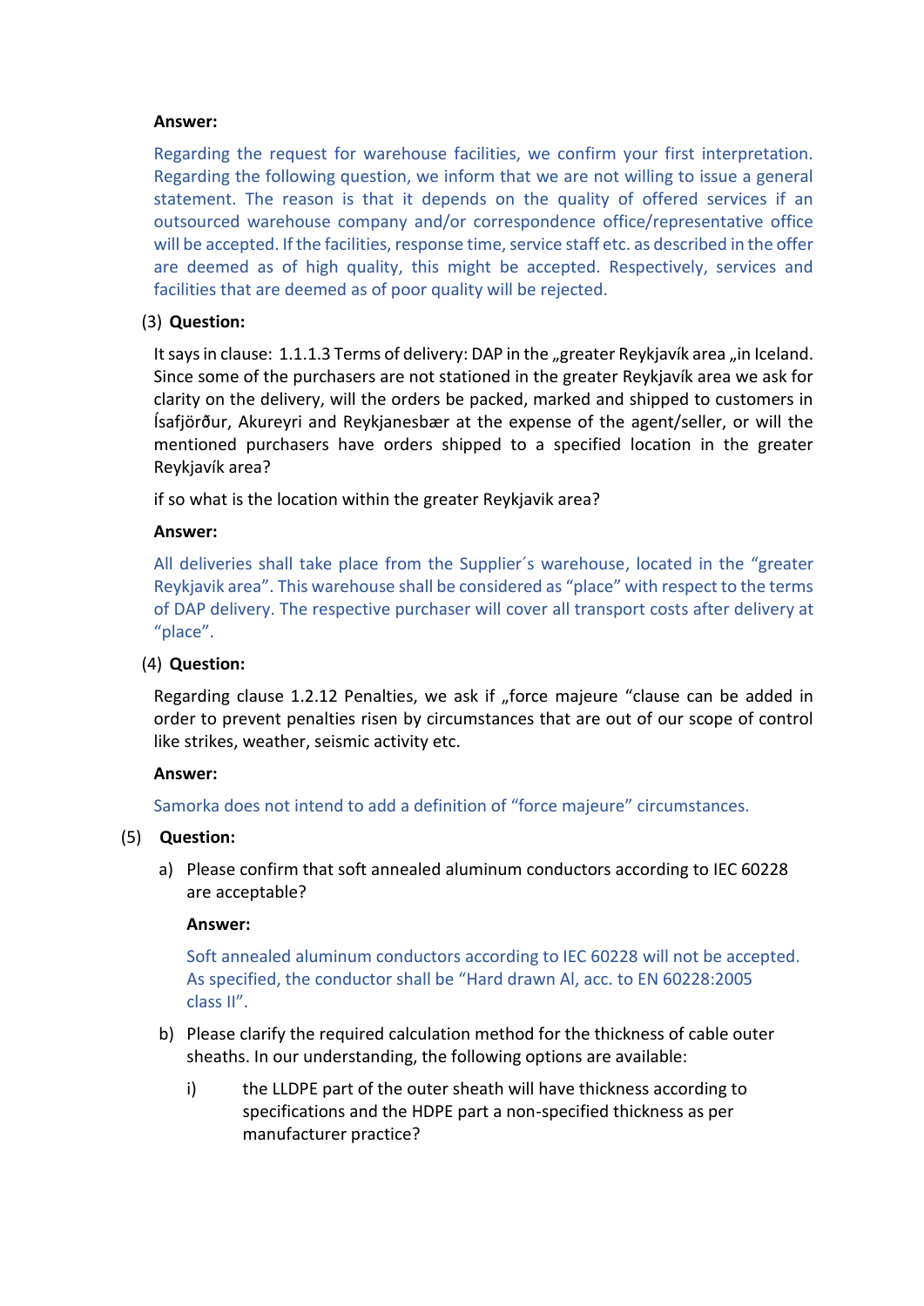**Answer:**

Regarding the request for warehouse facilities, we confirm your first interpretation. Regarding the following question, we inform that we are not willing to issue a general statement. The reason is that it depends on the quality of offered services if an outsourced warehouse company and/or correspondence office/representative office will be accepted. If the facilities, response time, service staff etc. as described in the offer are deemed as of high quality, this might be accepted. Respectively, services and facilities that are deemed as of poor quality will be rejected.

(3) **Question:**

It says in clause: 1.1.1.3 Terms of delivery: DAP in the „greater Reykjavík area „in Iceland. Since some of the purchasers are not stationed in the greater Reykjavík area we ask for clarity on the delivery, will the orders be packed, marked and shipped to customers in Ísafjörður, Akureyri and Reykjanesbær at the expense of the agent/seller, or will the mentioned purchasers have orders shipped to a specified location in the greater Reykjavík area?

if so what is the location within the greater Reykjavik area?

**Answer:**

All deliveries shall take place from the Supplier´s warehouse, located in the "greater Reykjavik area". This warehouse shall be considered as "place" with respect to the terms of DAP delivery. The respective purchaser will cover all transport costs after delivery at "place".

(4) **Question:**

Regarding clause 1.2.12 Penalties, we ask if „force majeure "clause can be added in order to prevent penalties risen by circumstances that are out of our scope of control like strikes, weather, seismic activity etc.

**Answer:**

Samorka does not intend to add a definition of "force majeure" circumstances.

(5) **Question:**

a) Please confirm that soft annealed aluminum conductors according to IEC 60228 are acceptable?

   **Answer:**

   Soft annealed aluminum conductors according to IEC 60228 will not be accepted. As specified, the conductor shall be "Hard drawn Al, acc. to EN 60228:2005 class II".

b) Please clarify the required calculation method for the thickness of cable outer sheaths. In our understanding, the following options are available:

   i) the LLDPE part of the outer sheath will have thickness according to specifications and the HDPE part a non-specified thickness as per manufacturer practice?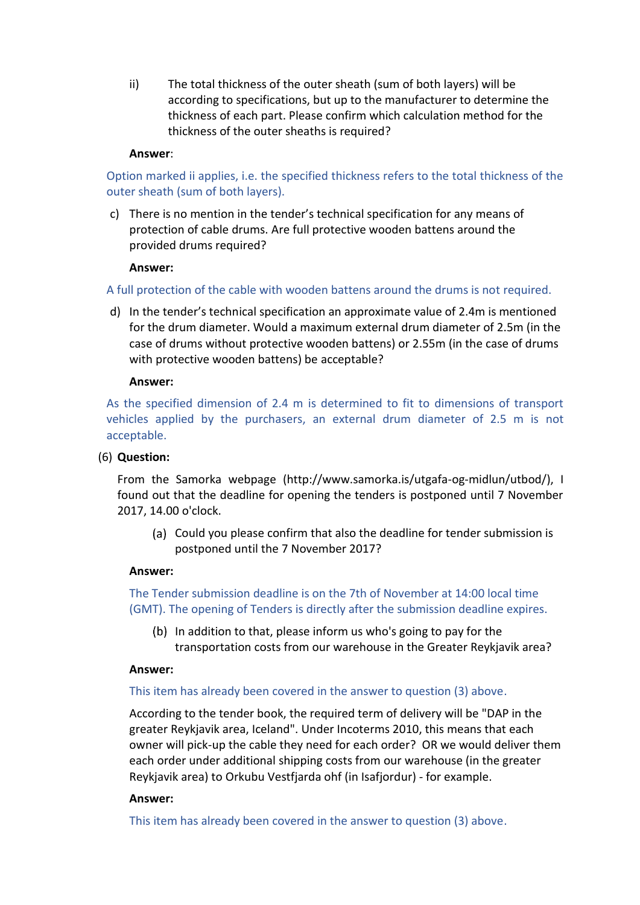ii) The total thickness of the outer sheath (sum of both layers) will be according to specifications, but up to the manufacturer to determine the thickness of each part. Please confirm which calculation method for the thickness of the outer sheaths is required?

**Answer**:

Option marked ii applies, i.e. the specified thickness refers to the total thickness of the outer sheath (sum of both layers).

c) There is no mention in the tender's technical specification for any means of protection of cable drums. Are full protective wooden battens around the provided drums required?

**Answer:**

A full protection of the cable with wooden battens around the drums is not required.

d) In the tender's technical specification an approximate value of 2.4m is mentioned for the drum diameter. Would a maximum external drum diameter of 2.5m (in the case of drums without protective wooden battens) or 2.55m (in the case of drums with protective wooden battens) be acceptable?

**Answer:**

As the specified dimension of 2.4 m is determined to fit to dimensions of transport vehicles applied by the purchasers, an external drum diameter of 2.5 m is not acceptable.

(6) **Question:**

From the Samorka webpage (http://www.samorka.is/utgafa-og-midlun/utbod/), I found out that the deadline for opening the tenders is postponed until 7 November 2017, 14.00 o'clock.

(a) Could you please confirm that also the deadline for tender submission is postponed until the 7 November 2017?

**Answer:**

The Tender submission deadline is on the 7th of November at 14:00 local time (GMT). The opening of Tenders is directly after the submission deadline expires.

(b) In addition to that, please inform us who's going to pay for the transportation costs from our warehouse in the Greater Reykjavik area?

**Answer:**

This item has already been covered in the answer to question (3) above.

According to the tender book, the required term of delivery will be "DAP in the greater Reykjavik area, Iceland". Under Incoterms 2010, this means that each owner will pick-up the cable they need for each order? OR we would deliver them each order under additional shipping costs from our warehouse (in the greater Reykjavik area) to Orkubu Vestfjarda ohf (in Isafjordur) - for example.

**Answer:**

This item has already been covered in the answer to question (3) above.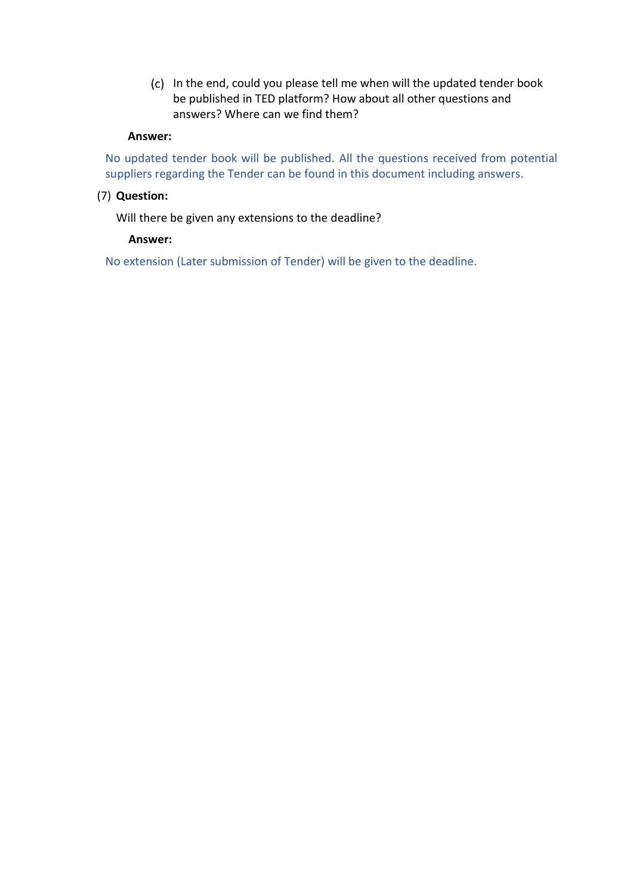(c) In the end, could you please tell me when will the updated tender book be published in TED platform? How about all other questions and answers? Where can we find them?

**Answer:**

No updated tender book will be published. All the questions received from potential suppliers regarding the Tender can be found in this document including answers.

(7) **Question:**

Will there be given any extensions to the deadline?

**Answer:**

No extension (Later submission of Tender) will be given to the deadline.